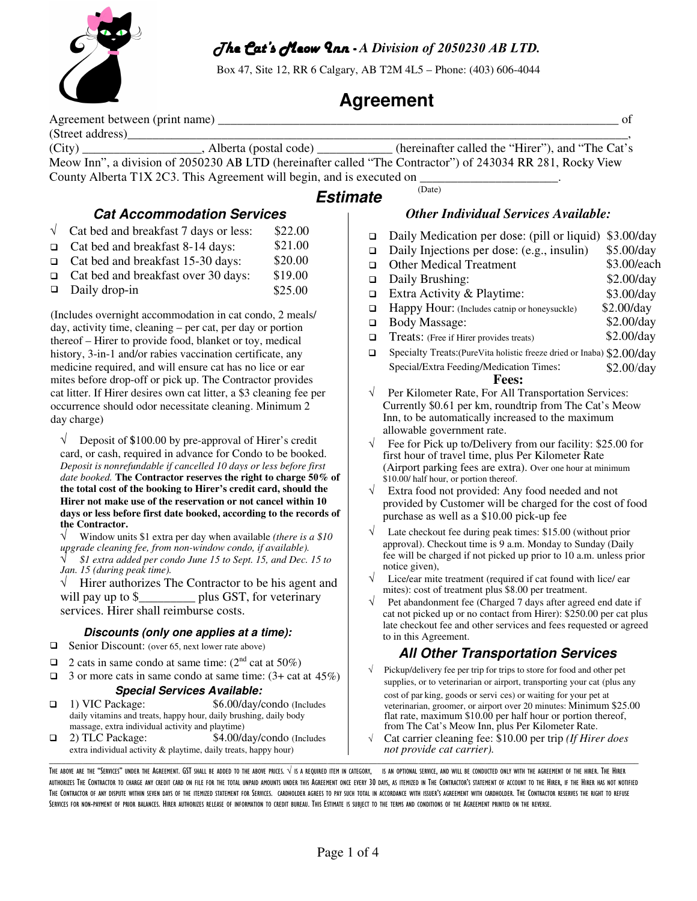# *The Cat's Meow Inn* - *A Division of 2050230 AB LTD.*

Box 47, Site 12, RR 6 Calgary, AB T2M 4L5 – Phone: (403) 606-4044

## Agreement

Agreement between (print name) ______________________________________________________________ of (Street address)____________________________________________________________________________, (City) __________________, Alberta (postal code) ___________ (hereinafter called the "Hirer"), and "The Cat's Meow Inn", a division of 2050230 AB LTD (hereinafter called "The Contractor") of 243034 RR 281, Rocky View County Alberta T1X 2C3. This Agreement will begin, and is executed on _____________________.
(Date)

## Estimate

### Cat Accommodation Services

- √ Cat bed and breakfast 7 days or less: $22.00
- ❑ Cat bed and breakfast 8-14 days: $21.00
- ❑ Cat bed and breakfast 15-30 days: $20.00
- ❑ Cat bed and breakfast over 30 days: $19.00
- ❑ Daily drop-in $25.00

(Includes overnight accommodation in cat condo, 2 meals/ day, activity time, cleaning – per cat, per day or portion thereof – Hirer to provide food, blanket or toy, medical history, 3-in-1 and/or rabies vaccination certificate, any medicine required, and will ensure cat has no lice or ear mites before drop-off or pick up. The Contractor provides cat litter. If Hirer desires own cat litter, a $3 cleaning fee per occurrence should odor necessitate cleaning. Minimum 2 day charge)

√ Deposit of $100.00 by pre-approval of Hirer's credit card, or cash, required in advance for Condo to be booked. *Deposit is nonrefundable if cancelled 10 days or less before first date booked.* **The Contractor reserves the right to charge 50% of the total cost of the booking to Hirer's credit card, should the Hirer not make use of the reservation or not cancel within 10 days or less before first date booked, according to the records of the Contractor.**

√ Window units $1 extra per day when available *(there is a $10 upgrade cleaning fee, from non-window condo, if available).*

√ *$1 extra added per condo June 15 to Sept. 15, and Dec. 15 to Jan. 15 (during peak time).*

√ Hirer authorizes The Contractor to be his agent and will pay up to $_________ plus GST, for veterinary services. Hirer shall reimburse costs.

### Discounts (only one applies at a time):

- ❑ Senior Discount: (over 65, next lower rate above)
- ❑ 2 cats in same condo at same time: (2nd cat at 50%)
- ❑ 3 or more cats in same condo at same time: (3+ cat at 45%)

### Special Services Available:

- ❑ 1) VIC Package: $6.00/day/condo (Includes daily vitamins and treats, happy hour, daily brushing, daily body massage, extra individual activity and playtime)
- ❑ 2) TLC Package: $4.00/day/condo (Includes extra individual activity & playtime, daily treats, happy hour)

### *Other Individual Services Available:*

- ❑ Daily Medication per dose: (pill or liquid) $3.00/day
- ❑ Daily Injections per dose: (e.g., insulin) $5.00/day
- ❑ Other Medical Treatment $3.00/each
- ❑ Daily Brushing: $2.00/day
- ❑ Extra Activity & Playtime: $3.00/day
- ❑ Happy Hour: (Includes catnip or honeysuckle) $2.00/day
- ❑ Body Massage: $2.00/day
- ❑ Treats: (Free if Hirer provides treats) $2.00/day
- ❑ Specialty Treats:(PureVita holistic freeze dried or Inaba) $2.00/day
- Special/Extra Feeding/Medication Times: $2.00/day

### Fees:

- √ Per Kilometer Rate, For All Transportation Services: Currently $0.61 per km, roundtrip from The Cat's Meow Inn, to be automatically increased to the maximum allowable government rate.
- √ Fee for Pick up to/Delivery from our facility: $25.00 for first hour of travel time, plus Per Kilometer Rate (Airport parking fees are extra). Over one hour at minimum $10.00/ half hour, or portion thereof.
- √ Extra food not provided: Any food needed and not provided by Customer will be charged for the cost of food purchase as well as a $10.00 pick-up fee
- √ Late checkout fee during peak times: $15.00 (without prior approval). Checkout time is 9 a.m. Monday to Sunday (Daily fee will be charged if not picked up prior to 10 a.m. unless prior notice given),
- √ Lice/ear mite treatment (required if cat found with lice/ ear mites): cost of treatment plus $8.00 per treatment.
- √ Pet abandonment fee (Charged 7 days after agreed end date if cat not picked up or no contact from Hirer): $250.00 per cat plus late checkout fee and other services and fees requested or agreed to in this Agreement.

### All Other Transportation Services

- √ Pickup/delivery fee per trip for trips to store for food and other pet supplies, or to veterinarian or airport, transporting your cat (plus any cost of par king, goods or servi ces) or waiting for your pet at veterinarian, groomer, or airport over 20 minutes: Minimum $25.00 flat rate, maximum $10.00 per half hour or portion thereof, from The Cat's Meow Inn, plus Per Kilometer Rate.
- √ Cat carrier cleaning fee: $10.00 per trip *(If Hirer does not provide cat carrier).*

---

THE ABOVE ARE THE "SERVICES" UNDER THE AGREEMENT. GST SHALL BE ADDED TO THE ABOVE PRICES. √ IS A REQUIRED ITEM IN CATEGORY, ❑ IS AN OPTIONAL SERVICE, AND WILL BE CONDUCTED ONLY WITH THE AGREEMENT OF THE HIRER. THE HIRER AUTHORIZES THE CONTRACTOR TO CHARGE ANY CREDIT CARD ON FILE FOR THE TOTAL UNPAID AMOUNTS UNDER THIS AGREEMENT ONCE EVERY 30 DAYS, AS ITEMIZED IN THE CONTRACTOR'S STATEMENT OF ACCOUNT TO THE HIRER, IF THE HIRER HAS NOT NOTIFIED THE CONTRACTOR OF ANY DISPUTE WITHIN SEVEN DAYS OF THE ITEMIZED STATEMENT FOR SERVICES. CARDHOLDER AGREES TO PAY SUCH TOTAL IN ACCORDANCE WITH ISSUER'S AGREEMENT WITH CARDHOLDER. THE CONTRACTOR RESERVES THE RIGHT TO REFUSE SERVICES FOR NON-PAYMENT OF PRIOR BALANCES. HIRER AUTHORIZES RELEASE OF INFORMATION TO CREDIT BUREAU. THIS ESTIMATE IS SUBJECT TO THE TERMS AND CONDITIONS OF THE AGREEMENT PRINTED ON THE REVERSE.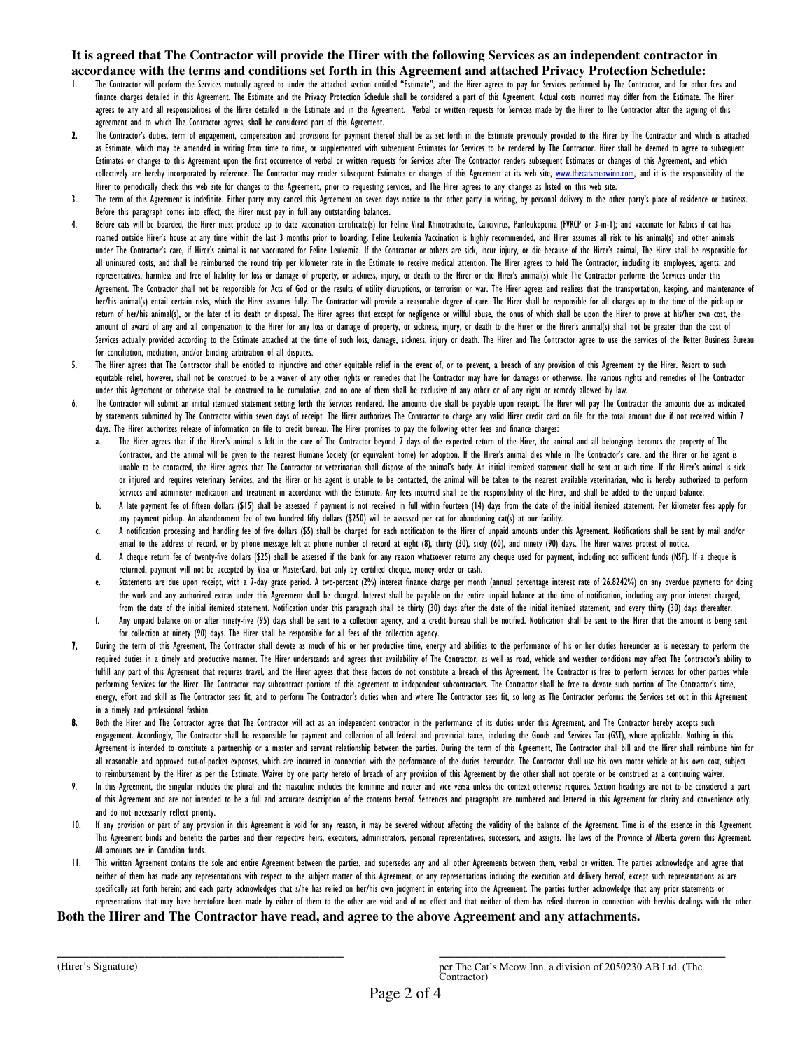**It is agreed that The Contractor will provide the Hirer with the following Services as an independent contractor in accordance with the terms and conditions set forth in this Agreement and attached Privacy Protection Schedule:**

1. The Contractor will perform the Services mutually agreed to under the attached section entitled "Estimate", and the Hirer agrees to pay for Services performed by The Contractor, and for other fees and finance charges detailed in this Agreement. The Estimate and the Privacy Protection Schedule shall be considered a part of this Agreement. Actual costs incurred may differ from the Estimate. The Hirer agrees to any and all responsibilities of the Hirer detailed in the Estimate and in this Agreement. Verbal or written requests for Services made by the Hirer to The Contractor after the signing of this agreement and to which The Contractor agrees, shall be considered part of this Agreement.
2. The Contractor's duties, term of engagement, compensation and provisions for payment thereof shall be as set forth in the Estimate previously provided to the Hirer by The Contractor and which is attached as Estimate, which may be amended in writing from time to time, or supplemented with subsequent Estimates for Services to be rendered by The Contractor. Hirer shall be deemed to agree to subsequent Estimates or changes to this Agreement upon the first occurrence of verbal or written requests for Services after The Contractor renders subsequent Estimates or changes of this Agreement, and which collectively are hereby incorporated by reference. The Contractor may render subsequent Estimates or changes of this Agreement at its web site, www.thecatsmeowinn.com, and it is the responsibility of the Hirer to periodically check this web site for changes to this Agreement, prior to requesting services, and The Hirer agrees to any changes as listed on this web site.
3. The term of this Agreement is indefinite. Either party may cancel this Agreement on seven days notice to the other party in writing, by personal delivery to the other party's place of residence or business. Before this paragraph comes into effect, the Hirer must pay in full any outstanding balances.
4. Before cats will be boarded, the Hirer must produce up to date vaccination certificate(s) for Feline Viral Rhinotracheitis, Calicivirus, Panleukopenia (FVRCP or 3-in-1); and vaccinate for Rabies if cat has roamed outside Hirer's house at any time within the last 3 months prior to boarding. Feline Leukemia Vaccination is highly recommended, and Hirer assumes all risk to his animal(s) and other animals under The Contractor's care, if Hirer's animal is not vaccinated for Feline Leukemia. If the Contractor or others are sick, incur injury, or die because of the Hirer's animal, The Hirer shall be responsible for all uninsured costs, and shall be reimbursed the round trip per kilometer rate in the Estimate to receive medical attention. The Hirer agrees to hold The Contractor, including its employees, agents, and representatives, harmless and free of liability for loss or damage of property, or sickness, injury, or death to the Hirer or the Hirer's animal(s) while The Contractor performs the Services under this Agreement. The Contractor shall not be responsible for Acts of God or the results of utility disruptions, or terrorism or war. The Hirer agrees and realizes that the transportation, keeping, and maintenance of her/his animal(s) entail certain risks, which the Hirer assumes fully. The Contractor will provide a reasonable degree of care. The Hirer shall be responsible for all charges up to the time of the pick-up or return of her/his animal(s), or the later of its death or disposal. The Hirer agrees that except for negligence or willful abuse, the onus of which shall be upon the Hirer to prove at his/her own cost, the amount of award of any and all compensation to the Hirer for any loss or damage of property, or sickness, injury, or death to the Hirer or the Hirer's animal(s) shall not be greater than the cost of Services actually provided according to the Estimate attached at the time of such loss, damage, sickness, injury or death. The Hirer and The Contractor agree to use the services of the Better Business Bureau for conciliation, mediation, and/or binding arbitration of all disputes.
5. The Hirer agrees that The Contractor shall be entitled to injunctive and other equitable relief in the event of, or to prevent, a breach of any provision of this Agreement by the Hirer. Resort to such equitable relief, however, shall not be construed to be a waiver of any other rights or remedies that The Contractor may have for damages or otherwise. The various rights and remedies of The Contractor under this Agreement or otherwise shall be construed to be cumulative, and no one of them shall be exclusive of any other or of any right or remedy allowed by law.
6. The Contractor will submit an initial itemized statement setting forth the Services rendered. The amounts due shall be payable upon receipt. The Hirer will pay The Contractor the amounts due as indicated by statements submitted by The Contractor within seven days of receipt. The Hirer authorizes The Contractor to charge any valid Hirer credit card on file for the total amount due if not received within 7 days. The Hirer authorizes release of information on file to credit bureau. The Hirer promises to pay the following other fees and finance charges:
   a. The Hirer agrees that if the Hirer's animal is left in the care of The Contractor beyond 7 days of the expected return of the Hirer, the animal and all belongings becomes the property of The Contractor, and the animal will be given to the nearest Humane Society (or equivalent home) for adoption. If the Hirer's animal dies while in The Contractor's care, and the Hirer or his agent is unable to be contacted, the Hirer agrees that The Contractor or veterinarian shall dispose of the animal's body. An initial itemized statement shall be sent at such time. If the Hirer's animal is sick or injured and requires veterinary Services, and the Hirer or his agent is unable to be contacted, the animal will be taken to the nearest available veterinarian, who is hereby authorized to perform Services and administer medication and treatment in accordance with the Estimate. Any fees incurred shall be the responsibility of the Hirer, and shall be added to the unpaid balance.
   b. A late payment fee of fifteen dollars ($15) shall be assessed if payment is not received in full within fourteen (14) days from the date of the initial itemized statement. Per kilometer fees apply for any payment pickup. An abandonment fee of two hundred fifty dollars ($250) will be assessed per cat for abandoning cat(s) at our facility.
   c. A notification processing and handling fee of five dollars ($5) shall be charged for each notification to the Hirer of unpaid amounts under this Agreement. Notifications shall be sent by mail and/or email to the address of record, or by phone message left at phone number of record at eight (8), thirty (30), sixty (60), and ninety (90) days. The Hirer waives protest of notice.
   d. A cheque return fee of twenty-five dollars ($25) shall be assessed if the bank for any reason whatsoever returns any cheque used for payment, including not sufficient funds (NSF). If a cheque is returned, payment will not be accepted by Visa or MasterCard, but only by certified cheque, money order or cash.
   e. Statements are due upon receipt, with a 7-day grace period. A two-percent (2%) interest finance charge per month (annual percentage interest rate of 26.8242%) on any overdue payments for doing the work and any authorized extras under this Agreement shall be charged. Interest shall be payable on the entire unpaid balance at the time of notification, including any prior interest charged, from the date of the initial itemized statement. Notification under this paragraph shall be thirty (30) days after the date of the initial itemized statement, and every thirty (30) days thereafter.
   f. Any unpaid balance on or after ninety-five (95) days shall be sent to a collection agency, and a credit bureau shall be notified. Notification shall be sent to the Hirer that the amount is being sent for collection at ninety (90) days. The Hirer shall be responsible for all fees of the collection agency.
7. During the term of this Agreement, The Contractor shall devote as much of his or her productive time, energy and abilities to the performance of his or her duties hereunder as is necessary to perform the required duties in a timely and productive manner. The Hirer understands and agrees that availability of The Contractor, as well as road, vehicle and weather conditions may affect The Contractor's ability to fulfill any part of this Agreement that requires travel, and the Hirer agrees that these factors do not constitute a breach of this Agreement. The Contractor is free to perform Services for other parties while performing Services for the Hirer. The Contractor may subcontract portions of this agreement to independent subcontractors. The Contractor shall be free to devote such portion of The Contractor's time, energy, effort and skill as The Contractor sees fit, and to perform The Contractor's duties when and where The Contractor sees fit, so long as The Contractor performs the Services set out in this Agreement in a timely and professional fashion.
8. Both the Hirer and The Contractor agree that The Contractor will act as an independent contractor in the performance of its duties under this Agreement, and The Contractor hereby accepts such engagement. Accordingly, The Contractor shall be responsible for payment and collection of all federal and provincial taxes, including the Goods and Services Tax (GST), where applicable. Nothing in this Agreement is intended to constitute a partnership or a master and servant relationship between the parties. During the term of this Agreement, The Contractor shall bill and the Hirer shall reimburse him for all reasonable and approved out-of-pocket expenses, which are incurred in connection with the performance of the duties hereunder. The Contractor shall use his own motor vehicle at his own cost, subject to reimbursement by the Hirer as per the Estimate. Waiver by one party hereto of breach of any provision of this Agreement by the other shall not operate or be construed as a continuing waiver.
9. In this Agreement, the singular includes the plural and the masculine includes the feminine and neuter and vice versa unless the context otherwise requires. Section headings are not to be considered a part of this Agreement and are not intended to be a full and accurate description of the contents hereof. Sentences and paragraphs are numbered and lettered in this Agreement for clarity and convenience only, and do not necessarily reflect priority.
10. If any provision or part of any provision in this Agreement is void for any reason, it may be severed without affecting the validity of the balance of the Agreement. Time is of the essence in this Agreement. This Agreement binds and benefits the parties and their respective heirs, executors, administrators, personal representatives, successors, and assigns. The laws of the Province of Alberta govern this Agreement. All amounts are in Canadian funds.
11. This written Agreement contains the sole and entire Agreement between the parties, and supersedes any and all other Agreements between them, verbal or written. The parties acknowledge and agree that neither of them has made any representations with respect to the subject matter of this Agreement, or any representations inducing the execution and delivery hereof, except such representations as are specifically set forth herein; and each party acknowledges that s/he has relied on her/his own judgment in entering into the Agreement. The parties further acknowledge that any prior statements or representations that may have heretofore been made by either of them to the other are void and of no effect and that neither of them has relied thereon in connection with her/his dealings with the other.

**Both the Hirer and The Contractor have read, and agree to the above Agreement and any attachments.**

\_\_\_\_\_\_\_\_\_\_\_\_\_\_\_\_\_\_\_\_\_\_\_\_\_\_\_\_\_\_\_\_\_\_\_\_\_\_\_\_\_\_\_\_
(Hirer's Signature)

\_\_\_\_\_\_\_\_\_\_\_\_\_\_\_\_\_\_\_\_\_\_\_\_\_\_\_\_\_\_\_\_\_\_\_\_\_\_\_\_\_\_\_\_
per The Cat's Meow Inn, a division of 2050230 AB Ltd. (The Contractor)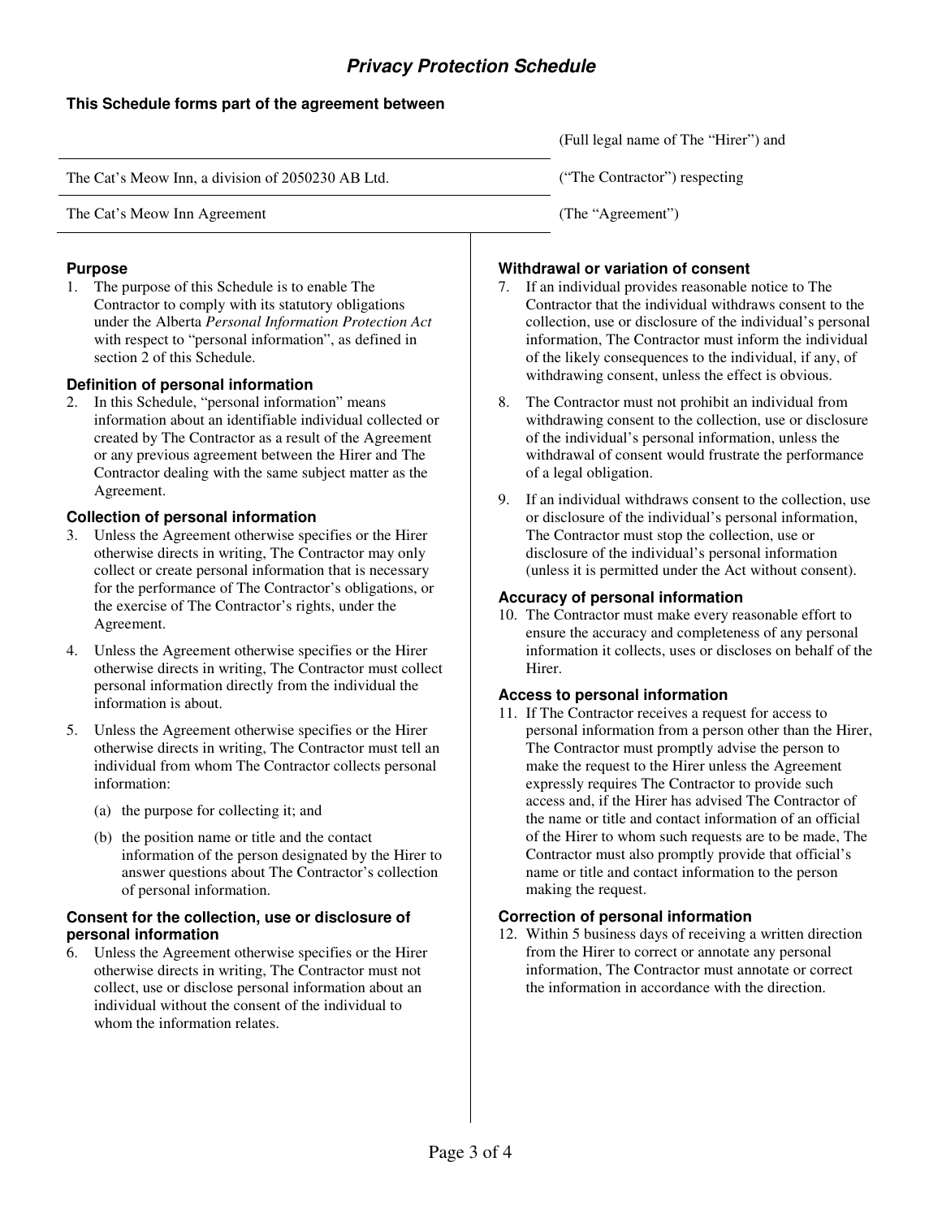# *Privacy Protection Schedule*

**This Schedule forms part of the agreement between**

| | |
|---|---|
| | (Full legal name of The "Hirer") and |
| The Cat's Meow Inn, a division of 2050230 AB Ltd. | ("The Contractor") respecting |
| The Cat's Meow Inn Agreement | (The "Agreement") |

### Purpose

1. The purpose of this Schedule is to enable The Contractor to comply with its statutory obligations under the Alberta *Personal Information Protection Act* with respect to "personal information", as defined in section 2 of this Schedule.

### Definition of personal information

2. In this Schedule, "personal information" means information about an identifiable individual collected or created by The Contractor as a result of the Agreement or any previous agreement between the Hirer and The Contractor dealing with the same subject matter as the Agreement.

### Collection of personal information

3. Unless the Agreement otherwise specifies or the Hirer otherwise directs in writing, The Contractor may only collect or create personal information that is necessary for the performance of The Contractor's obligations, or the exercise of The Contractor's rights, under the Agreement.

4. Unless the Agreement otherwise specifies or the Hirer otherwise directs in writing, The Contractor must collect personal information directly from the individual the information is about.

5. Unless the Agreement otherwise specifies or the Hirer otherwise directs in writing, The Contractor must tell an individual from whom The Contractor collects personal information:

   (a) the purpose for collecting it; and

   (b) the position name or title and the contact information of the person designated by the Hirer to answer questions about The Contractor's collection of personal information.

### Consent for the collection, use or disclosure of personal information

6. Unless the Agreement otherwise specifies or the Hirer otherwise directs in writing, The Contractor must not collect, use or disclose personal information about an individual without the consent of the individual to whom the information relates.

### Withdrawal or variation of consent

7. If an individual provides reasonable notice to The Contractor that the individual withdraws consent to the collection, use or disclosure of the individual's personal information, The Contractor must inform the individual of the likely consequences to the individual, if any, of withdrawing consent, unless the effect is obvious.

8. The Contractor must not prohibit an individual from withdrawing consent to the collection, use or disclosure of the individual's personal information, unless the withdrawal of consent would frustrate the performance of a legal obligation.

9. If an individual withdraws consent to the collection, use or disclosure of the individual's personal information, The Contractor must stop the collection, use or disclosure of the individual's personal information (unless it is permitted under the Act without consent).

### Accuracy of personal information

10. The Contractor must make every reasonable effort to ensure the accuracy and completeness of any personal information it collects, uses or discloses on behalf of the Hirer.

### Access to personal information

11. If The Contractor receives a request for access to personal information from a person other than the Hirer, The Contractor must promptly advise the person to make the request to the Hirer unless the Agreement expressly requires The Contractor to provide such access and, if the Hirer has advised The Contractor of the name or title and contact information of an official of the Hirer to whom such requests are to be made, The Contractor must also promptly provide that official's name or title and contact information to the person making the request.

### Correction of personal information

12. Within 5 business days of receiving a written direction from the Hirer to correct or annotate any personal information, The Contractor must annotate or correct the information in accordance with the direction.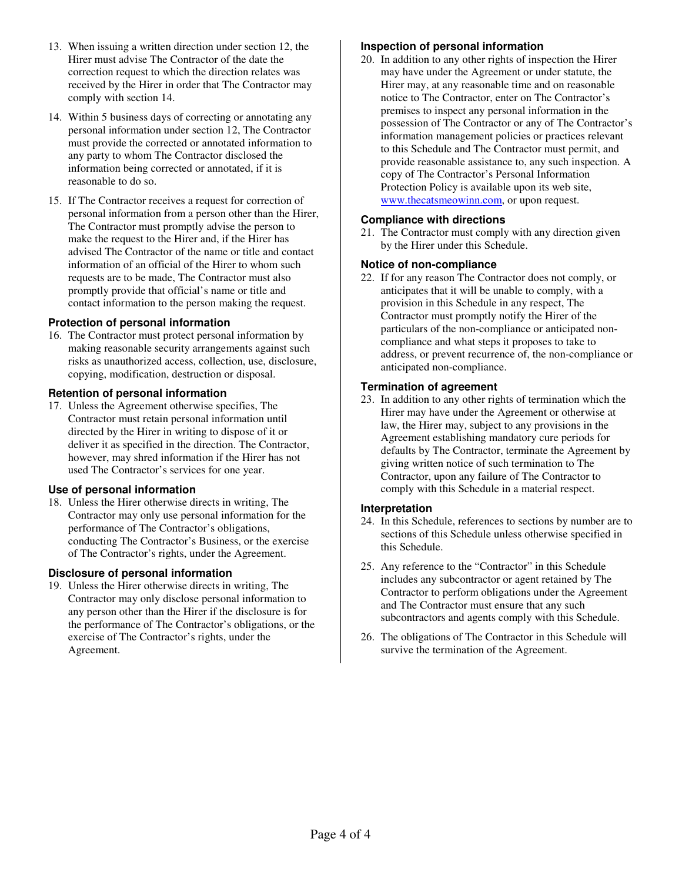13. When issuing a written direction under section 12, the Hirer must advise The Contractor of the date the correction request to which the direction relates was received by the Hirer in order that The Contractor may comply with section 14.

14. Within 5 business days of correcting or annotating any personal information under section 12, The Contractor must provide the corrected or annotated information to any party to whom The Contractor disclosed the information being corrected or annotated, if it is reasonable to do so.

15. If The Contractor receives a request for correction of personal information from a person other than the Hirer, The Contractor must promptly advise the person to make the request to the Hirer and, if the Hirer has advised The Contractor of the name or title and contact information of an official of the Hirer to whom such requests are to be made, The Contractor must also promptly provide that official's name or title and contact information to the person making the request.

### Protection of personal information

16. The Contractor must protect personal information by making reasonable security arrangements against such risks as unauthorized access, collection, use, disclosure, copying, modification, destruction or disposal.

### Retention of personal information

17. Unless the Agreement otherwise specifies, The Contractor must retain personal information until directed by the Hirer in writing to dispose of it or deliver it as specified in the direction. The Contractor, however, may shred information if the Hirer has not used The Contractor's services for one year.

### Use of personal information

18. Unless the Hirer otherwise directs in writing, The Contractor may only use personal information for the performance of The Contractor's obligations, conducting The Contractor's Business, or the exercise of The Contractor's rights, under the Agreement.

### Disclosure of personal information

19. Unless the Hirer otherwise directs in writing, The Contractor may only disclose personal information to any person other than the Hirer if the disclosure is for the performance of The Contractor's obligations, or the exercise of The Contractor's rights, under the Agreement.

### Inspection of personal information

20. In addition to any other rights of inspection the Hirer may have under the Agreement or under statute, the Hirer may, at any reasonable time and on reasonable notice to The Contractor, enter on The Contractor's premises to inspect any personal information in the possession of The Contractor or any of The Contractor's information management policies or practices relevant to this Schedule and The Contractor must permit, and provide reasonable assistance to, any such inspection. A copy of The Contractor's Personal Information Protection Policy is available upon its web site, www.thecatsmeowinn.com, or upon request.

### Compliance with directions

21. The Contractor must comply with any direction given by the Hirer under this Schedule.

### Notice of non-compliance

22. If for any reason The Contractor does not comply, or anticipates that it will be unable to comply, with a provision in this Schedule in any respect, The Contractor must promptly notify the Hirer of the particulars of the non-compliance or anticipated non-compliance and what steps it proposes to take to address, or prevent recurrence of, the non-compliance or anticipated non-compliance.

### Termination of agreement

23. In addition to any other rights of termination which the Hirer may have under the Agreement or otherwise at law, the Hirer may, subject to any provisions in the Agreement establishing mandatory cure periods for defaults by The Contractor, terminate the Agreement by giving written notice of such termination to The Contractor, upon any failure of The Contractor to comply with this Schedule in a material respect.

### Interpretation

24. In this Schedule, references to sections by number are to sections of this Schedule unless otherwise specified in this Schedule.

25. Any reference to the "Contractor" in this Schedule includes any subcontractor or agent retained by The Contractor to perform obligations under the Agreement and The Contractor must ensure that any such subcontractors and agents comply with this Schedule.

26. The obligations of The Contractor in this Schedule will survive the termination of the Agreement.